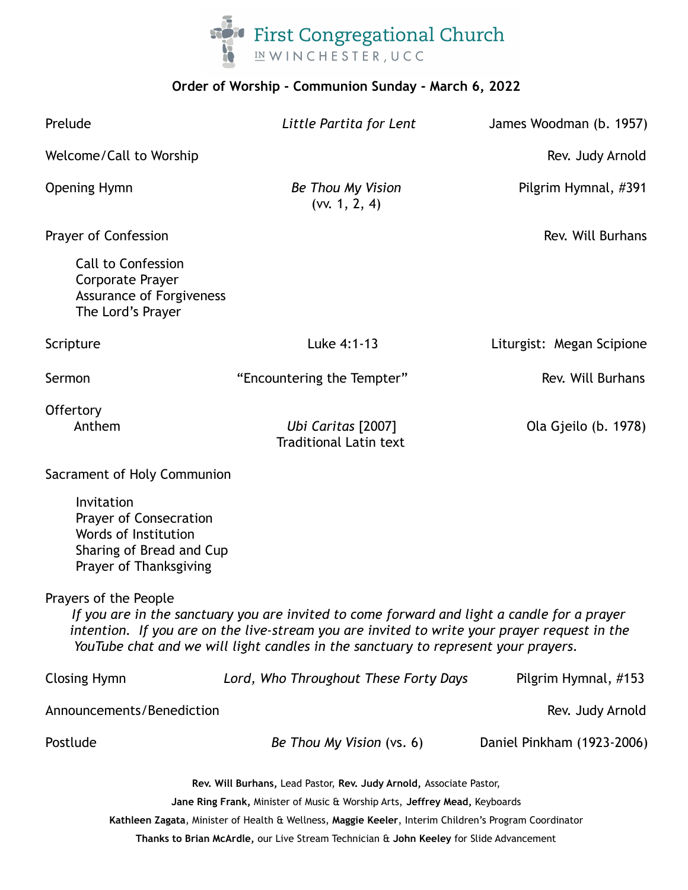# First Congregational Church in Winchester, UCC

## Order of Worship - Communion Sunday - March 6, 2022

Prelude — *Little Partita for Lent* — James Woodman (b. 1957)

Welcome/Call to Worship — Rev. Judy Arnold

Opening Hymn — *Be Thou My Vision* (vv. 1, 2, 4) — Pilgrim Hymnal, #391

Prayer of Confession — Rev. Will Burhans

- Call to Confession
- Corporate Prayer
- Assurance of Forgiveness
- The Lord's Prayer

Scripture — Luke 4:1-13 — Liturgist: Megan Scipione

Sermon — "Encountering the Tempter" — Rev. Will Burhans

Offertory

Anthem — *Ubi Caritas* [2007] Traditional Latin text — Ola Gjeilo (b. 1978)

Sacrament of Holy Communion

- Invitation
- Prayer of Consecration
- Words of Institution
- Sharing of Bread and Cup
- Prayer of Thanksgiving

Prayers of the People

*If you are in the sanctuary you are invited to come forward and light a candle for a prayer intention. If you are on the live-stream you are invited to write your prayer request in the YouTube chat and we will light candles in the sanctuary to represent your prayers.*

Closing Hymn — *Lord, Who Throughout These Forty Days* — Pilgrim Hymnal, #153

Announcements/Benediction — Rev. Judy Arnold

Postlude — *Be Thou My Vision* (vs. 6) — Daniel Pinkham (1923-2006)

**Rev. Will Burhans,** Lead Pastor, **Rev. Judy Arnold,** Associate Pastor,
**Jane Ring Frank,** Minister of Music & Worship Arts, **Jeffrey Mead,** Keyboards
**Kathleen Zagata**, Minister of Health & Wellness, **Maggie Keeler**, Interim Children's Program Coordinator
**Thanks to Brian McArdle,** our Live Stream Technician & **John Keeley** for Slide Advancement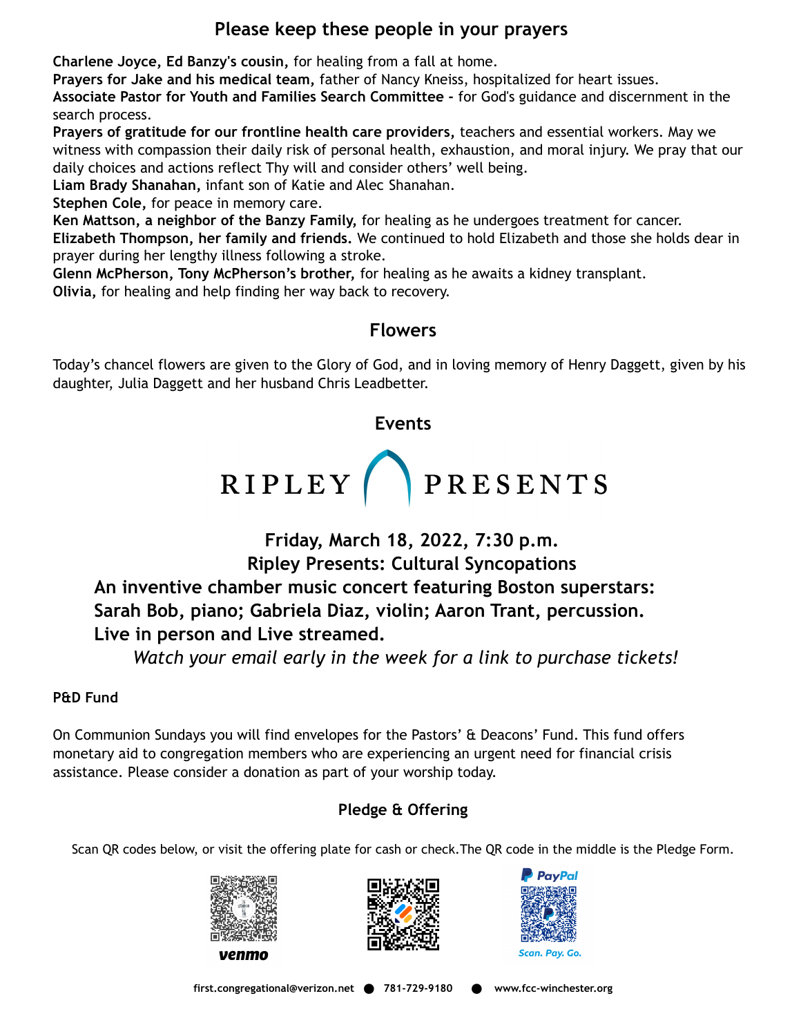## Please keep these people in your prayers

**Charlene Joyce, Ed Banzy's cousin,** for healing from a fall at home.
**Prayers for Jake and his medical team,** father of Nancy Kneiss, hospitalized for heart issues.
**Associate Pastor for Youth and Families Search Committee -** for God's guidance and discernment in the search process.
**Prayers of gratitude for our frontline health care providers,** teachers and essential workers. May we witness with compassion their daily risk of personal health, exhaustion, and moral injury. We pray that our daily choices and actions reflect Thy will and consider others' well being.
**Liam Brady Shanahan,** infant son of Katie and Alec Shanahan.
**Stephen Cole,** for peace in memory care.
**Ken Mattson, a neighbor of the Banzy Family,** for healing as he undergoes treatment for cancer.
**Elizabeth Thompson, her family and friends.** We continued to hold Elizabeth and those she holds dear in prayer during her lengthy illness following a stroke.
**Glenn McPherson, Tony McPherson's brother,** for healing as he awaits a kidney transplant.
**Olivia,** for healing and help finding her way back to recovery.

## Flowers

Today's chancel flowers are given to the Glory of God, and in loving memory of Henry Daggett, given by his daughter, Julia Daggett and her husband Chris Leadbetter.

## Events

RIPLEY PRESENTS

**Friday, March 18, 2022, 7:30 p.m.**
**Ripley Presents: Cultural Syncopations**
**An inventive chamber music concert featuring Boston superstars:**
**Sarah Bob, piano; Gabriela Diaz, violin; Aaron Trant, percussion.**
**Live in person and Live streamed.**
*Watch your email early in the week for a link to purchase tickets!*

**P&D Fund**

On Communion Sundays you will find envelopes for the Pastors' & Deacons' Fund. This fund offers monetary aid to congregation members who are experiencing an urgent need for financial crisis assistance. Please consider a donation as part of your worship today.

## Pledge & Offering

Scan QR codes below, or visit the offering plate for cash or check. The QR code in the middle is the Pledge Form.

venmo

PayPal
Scan. Pay. Go.

first.congregational@verizon.net ● 781-729-9180 ● www.fcc-winchester.org